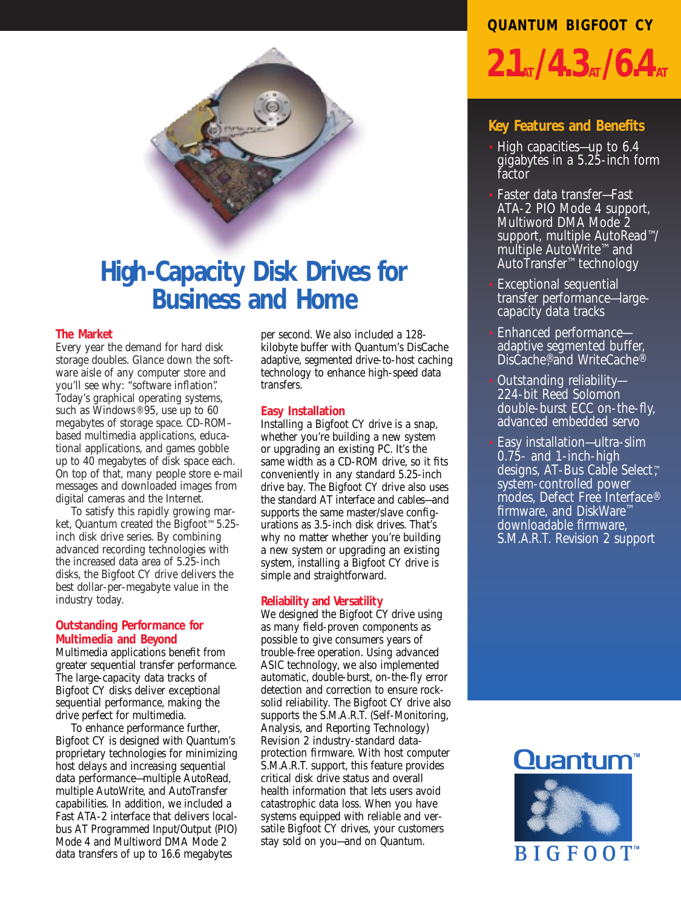# QUANTUM BIGFOOT CY

## 2.1AT/4.3AT/6.4AT

# High-Capacity Disk Drives for Business and Home

### The Market

Every year the demand for hard disk storage doubles. Glance down the software aisle of any computer store and you'll see why: "software inflation." Today's graphical operating systems, such as Windows®95, use up to 60 megabytes of storage space. CD-ROM–based multimedia applications, educational applications, and games gobble up to 40 megabytes of disk space each. On top of that, many people store e-mail messages and downloaded images from digital cameras and the Internet.

To satisfy this rapidly growing market, Quantum created the Bigfoot™ 5.25-inch disk drive series. By combining advanced recording technologies with the increased data area of 5.25-inch disks, the Bigfoot CY drive delivers the best dollar-per-megabyte value in the industry today.

### Outstanding Performance for Multimedia and Beyond

Multimedia applications benefit from greater sequential transfer performance. The large-capacity data tracks of Bigfoot CY disks deliver exceptional sequential performance, making the drive perfect for multimedia.

To enhance performance further, Bigfoot CY is designed with Quantum's proprietary technologies for minimizing host delays and increasing sequential data performance—multiple AutoRead, multiple AutoWrite, and AutoTransfer capabilities. In addition, we included a Fast ATA-2 interface that delivers local-bus AT Programmed Input/Output (PIO) Mode 4 and Multiword DMA Mode 2 data transfers of up to 16.6 megabytes per second. We also included a 128-kilobyte buffer with Quantum's DisCache adaptive, segmented drive-to-host caching technology to enhance high-speed data transfers.

### Easy Installation

Installing a Bigfoot CY drive is a snap, whether you're building a new system or upgrading an existing PC. It's the same width as a CD-ROM drive, so it fits conveniently in any standard 5.25-inch drive bay. The Bigfoot CY drive also uses the standard AT interface and cables—and supports the same master/slave configurations as 3.5-inch disk drives. That's why no matter whether you're building a new system or upgrading an existing system, installing a Bigfoot CY drive is simple and straightforward.

### Reliability and Versatility

We designed the Bigfoot CY drive using as many field-proven components as possible to give consumers years of trouble-free operation. Using advanced ASIC technology, we also implemented automatic, double-burst, on-the-fly error detection and correction to ensure rock-solid reliability. The Bigfoot CY drive also supports the S.M.A.R.T. (Self-Monitoring, Analysis, and Reporting Technology) Revision 2 industry-standard data-protection firmware. With host computer S.M.A.R.T. support, this feature provides critical disk drive status and overall health information that lets users avoid catastrophic data loss. When you have systems equipped with reliable and versatile Bigfoot CY drives, your customers stay sold on you—and on Quantum.

### Key Features and Benefits

- High capacities—up to 6.4 gigabytes in a 5.25-inch form factor
- Faster data transfer—Fast ATA-2 PIO Mode 4 support, Multiword DMA Mode 2 support, multiple AutoRead™/multiple AutoWrite™ and AutoTransfer™ technology
- Exceptional sequential transfer performance—large-capacity data tracks
- Enhanced performance—adaptive segmented buffer, DisCache®and WriteCache®
- Outstanding reliability—224-bit Reed Solomon double-burst ECC on-the-fly, advanced embedded servo
- Easy installation—ultra-slim 0.75- and 1-inch-high designs, AT-Bus Cable Select™, system-controlled power modes, Defect Free Interface® firmware, and DiskWare™ downloadable firmware, S.M.A.R.T. Revision 2 support

Quantum™

BIGFOOT™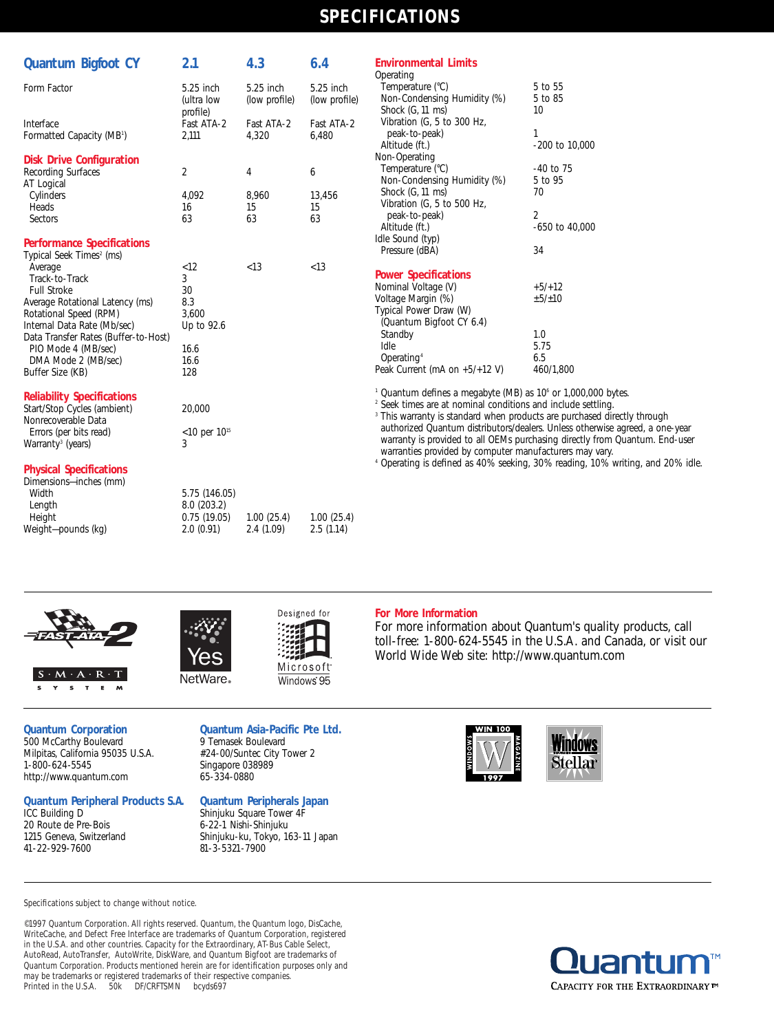# SPECIFICATIONS

| Quantum Bigfoot CY | 2.1 | 4.3 | 6.4 |
|---|---|---|---|
| Form Factor | 5.25 inch (ultra low profile) | 5.25 inch (low profile) | 5.25 inch (low profile) |
| Interface | Fast ATA-2 | Fast ATA-2 | Fast ATA-2 |
| Formatted Capacity (MB[1]) | 2,111 | 4,320 | 6,480 |
| **Disk Drive Configuration** | | | |
| Recording Surfaces | 2 | 4 | 6 |
| AT Logical | | | |
| Cylinders | 4,092 | 8,960 | 13,456 |
| Heads | 16 | 15 | 15 |
| Sectors | 63 | 63 | 63 |
| **Performance Specifications** | | | |
| Typical Seek Times[2] (ms) | | | |
| Average | <12 | <13 | <13 |
| Track-to-Track | 3 | | |
| Full Stroke | 30 | | |
| Average Rotational Latency (ms) | 8.3 | | |
| Rotational Speed (RPM) | 3,600 | | |
| Internal Data Rate (Mb/sec) | Up to 92.6 | | |
| Data Transfer Rates (Buffer-to-Host) | | | |
| PIO Mode 4 (MB/sec) | 16.6 | | |
| DMA Mode 2 (MB/sec) | 16.6 | | |
| Buffer Size (KB) | 128 | | |
| **Reliability Specifications** | | | |
| Start/Stop Cycles (ambient) | 20,000 | | |
| Nonrecoverable Data Errors (per bits read) | <10 per $10^{15}$ | | |
| Warranty[3] (years) | 3 | | |
| **Physical Specifications** | | | |
| Dimensions—inches (mm) | | | |
| Width | 5.75 (146.05) | | |
| Length | 8.0 (203.2) | | |
| Height | 0.75 (19.05) | 1.00 (25.4) | 1.00 (25.4) |
| Weight—pounds (kg) | 2.0 (0.91) | 2.4 (1.09) | 2.5 (1.14) |

## Environmental Limits

| | |
|---|---|
| **Operating** | |
| Temperature (°C) | 5 to 55 |
| Non-Condensing Humidity (%) | 5 to 85 |
| Shock (G, 11 ms) | 10 |
| Vibration (G, 5 to 300 Hz, peak-to-peak) | 1 |
| Altitude (ft.) | -200 to 10,000 |
| **Non-Operating** | |
| Temperature (°C) | -40 to 75 |
| Non-Condensing Humidity (%) | 5 to 95 |
| Shock (G, 11 ms) | 70 |
| Vibration (G, 5 to 500 Hz, peak-to-peak) | 2 |
| Altitude (ft.) | -650 to 40,000 |
| Idle Sound (typ) Pressure (dBA) | 34 |

## Power Specifications

| | |
|---|---|
| Nominal Voltage (V) | +5/+12 |
| Voltage Margin (%) | ±5/±10 |
| Typical Power Draw (W) (Quantum Bigfoot CY 6.4) | |
| Standby | 1.0 |
| Idle | 5.75 |
| Operating[4] | 6.5 |
| Peak Current (mA on +5/+12 V) | 460/1,800 |

[1] Quantum defines a megabyte (MB) as $10^6$ or 1,000,000 bytes.
[2] Seek times are at nominal conditions and include settling.
[3] This warranty is standard when products are purchased directly through authorized Quantum distributors/dealers. Unless otherwise agreed, a one-year warranty is provided to all OEMs purchasing directly from Quantum. End-user warranties provided by computer manufacturers may vary.
[4] Operating is defined as 40% seeking, 30% reading, 10% writing, and 20% idle.

FAST-ATA 2
S·M·A·R·T SYSTEM
Yes NetWare.
Designed for Microsoft Windows 95

## For More Information

For more information about Quantum's quality products, call toll-free: 1-800-624-5545 in the U.S.A. and Canada, or visit our World Wide Web site: http://www.quantum.com

**Quantum Corporation**
500 McCarthy Boulevard
Milpitas, California 95035 U.S.A.
1-800-624-5545
http://www.quantum.com

**Quantum Peripheral Products S.A.**
ICC Building D
20 Route de Pre-Bois
1215 Geneva, Switzerland
41-22-929-7600

**Quantum Asia-Pacific Pte Ltd.**
9 Temasek Boulevard
#24-00/Suntec City Tower 2
Singapore 038989
65-334-0880

**Quantum Peripherals Japan**
Shinjuku Square Tower 4F
6-22-1 Nishi-Shinjuku
Shinjuku-ku, Tokyo, 163-11 Japan
81-3-5321-7900

WIN 100 WINDOWS MAGAZINE 1997
Windows Sources Stellar

Specifications subject to change without notice.

©1997 Quantum Corporation. All rights reserved. Quantum, the Quantum logo, DisCache, WriteCache, and Defect Free Interface are trademarks of Quantum Corporation, registered in the U.S.A. and other countries. Capacity for the Extraordinary, AT-Bus Cable Select, AutoRead, AutoTransfer, AutoWrite, DiskWare, and Quantum Bigfoot are trademarks of Quantum Corporation. Products mentioned herein are for identification purposes only and may be trademarks or registered trademarks of their respective companies.
Printed in the U.S.A. 50k DF/CRFTSMN bcyds697

Quantum™
CAPACITY FOR THE EXTRAORDINARY™